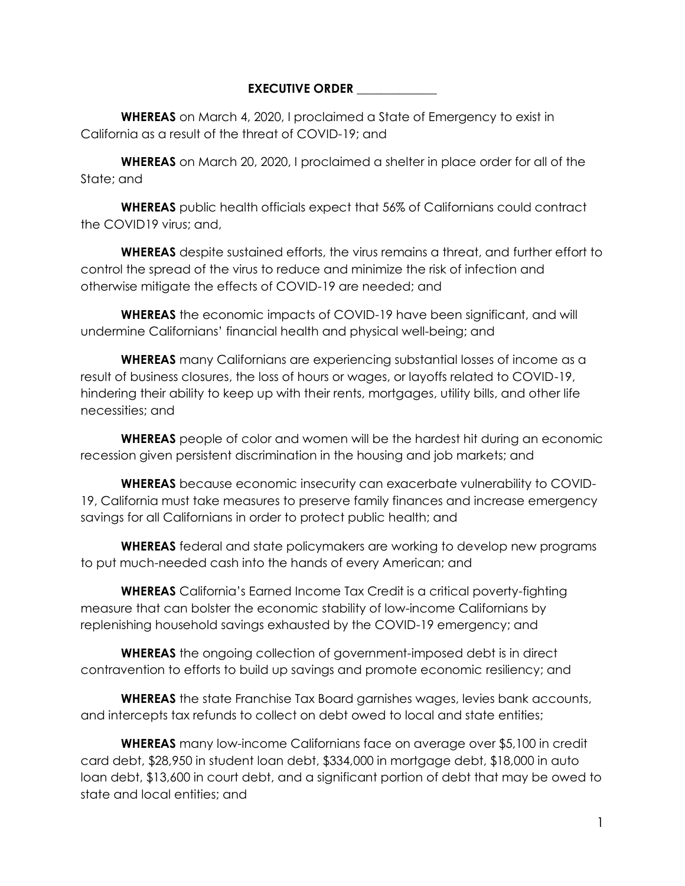**EXECUTIVE ORDER _____________**

**WHEREAS** on March 4, 2020, I proclaimed a State of Emergency to exist in California as a result of the threat of COVID-19; and

**WHEREAS** on March 20, 2020, I proclaimed a shelter in place order for all of the State; and

**WHEREAS** public health officials expect that 56% of Californians could contract the COVID19 virus; and,

**WHEREAS** despite sustained efforts, the virus remains a threat, and further effort to control the spread of the virus to reduce and minimize the risk of infection and otherwise mitigate the effects of COVID-19 are needed; and

**WHEREAS** the economic impacts of COVID-19 have been significant, and will undermine Californians' financial health and physical well-being; and

**WHEREAS** many Californians are experiencing substantial losses of income as a result of business closures, the loss of hours or wages, or layoffs related to COVID-19, hindering their ability to keep up with their rents, mortgages, utility bills, and other life necessities; and

**WHEREAS** people of color and women will be the hardest hit during an economic recession given persistent discrimination in the housing and job markets; and

**WHEREAS** because economic insecurity can exacerbate vulnerability to COVID-19, California must take measures to preserve family finances and increase emergency savings for all Californians in order to protect public health; and

**WHEREAS** federal and state policymakers are working to develop new programs to put much-needed cash into the hands of every American; and

**WHEREAS** California's Earned Income Tax Credit is a critical poverty-fighting measure that can bolster the economic stability of low-income Californians by replenishing household savings exhausted by the COVID-19 emergency; and

**WHEREAS** the ongoing collection of government-imposed debt is in direct contravention to efforts to build up savings and promote economic resiliency; and

**WHEREAS** the state Franchise Tax Board garnishes wages, levies bank accounts, and intercepts tax refunds to collect on debt owed to local and state entities;

**WHEREAS** many low-income Californians face on average over $5,100 in credit card debt, $28,950 in student loan debt, $334,000 in mortgage debt, $18,000 in auto loan debt, $13,600 in court debt, and a significant portion of debt that may be owed to state and local entities; and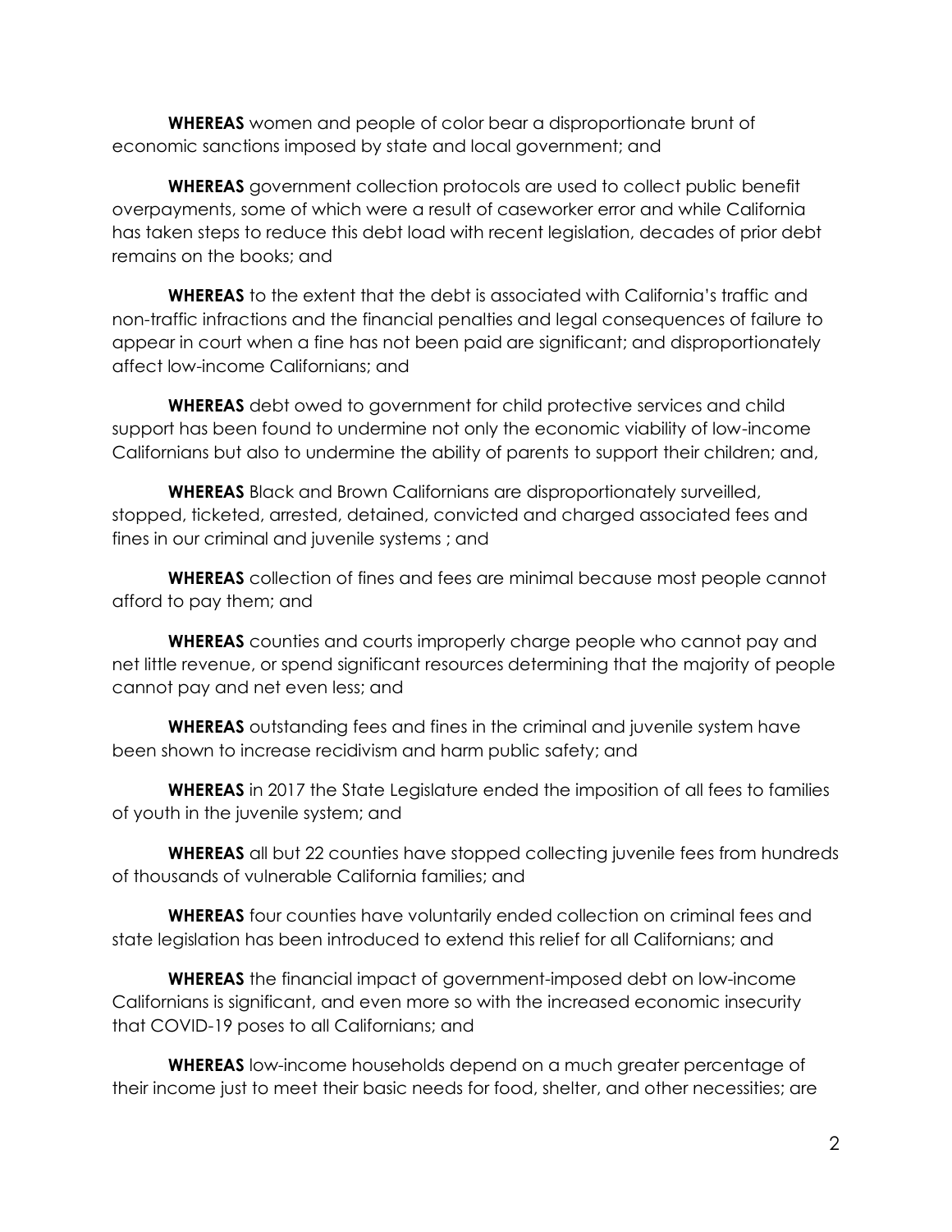**WHEREAS** women and people of color bear a disproportionate brunt of economic sanctions imposed by state and local government; and

**WHEREAS** government collection protocols are used to collect public benefit overpayments, some of which were a result of caseworker error and while California has taken steps to reduce this debt load with recent legislation, decades of prior debt remains on the books; and

**WHEREAS** to the extent that the debt is associated with California's traffic and non-traffic infractions and the financial penalties and legal consequences of failure to appear in court when a fine has not been paid are significant; and disproportionately affect low-income Californians; and

**WHEREAS** debt owed to government for child protective services and child support has been found to undermine not only the economic viability of low-income Californians but also to undermine the ability of parents to support their children; and,

**WHEREAS** Black and Brown Californians are disproportionately surveilled, stopped, ticketed, arrested, detained, convicted and charged associated fees and fines in our criminal and juvenile systems ; and

**WHEREAS** collection of fines and fees are minimal because most people cannot afford to pay them; and

**WHEREAS** counties and courts improperly charge people who cannot pay and net little revenue, or spend significant resources determining that the majority of people cannot pay and net even less; and

**WHEREAS** outstanding fees and fines in the criminal and juvenile system have been shown to increase recidivism and harm public safety; and

**WHEREAS** in 2017 the State Legislature ended the imposition of all fees to families of youth in the juvenile system; and

**WHEREAS** all but 22 counties have stopped collecting juvenile fees from hundreds of thousands of vulnerable California families; and

**WHEREAS** four counties have voluntarily ended collection on criminal fees and state legislation has been introduced to extend this relief for all Californians; and

**WHEREAS** the financial impact of government-imposed debt on low-income Californians is significant, and even more so with the increased economic insecurity that COVID-19 poses to all Californians; and

**WHEREAS** low-income households depend on a much greater percentage of their income just to meet their basic needs for food, shelter, and other necessities; are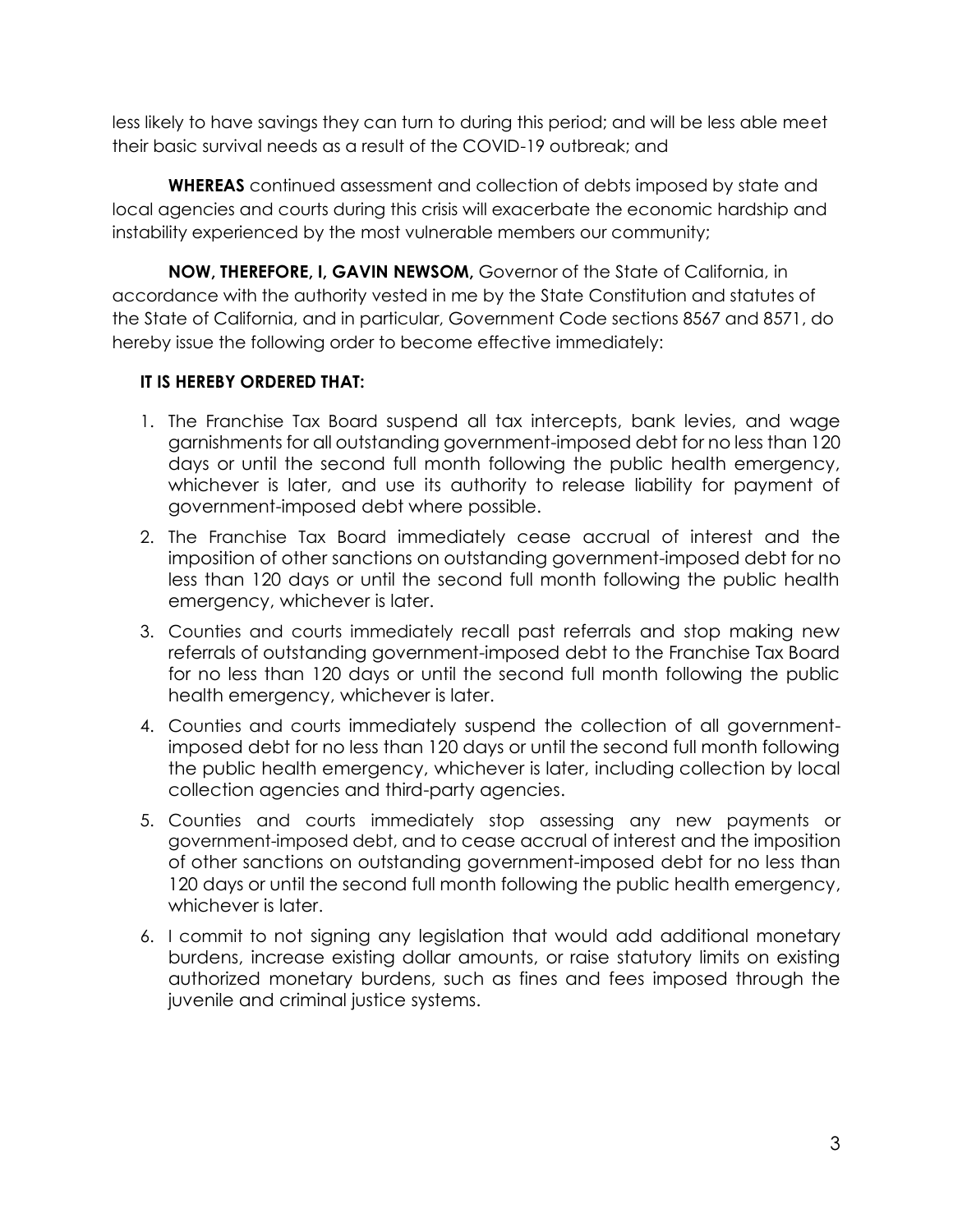less likely to have savings they can turn to during this period; and will be less able meet their basic survival needs as a result of the COVID-19 outbreak; and

**WHEREAS** continued assessment and collection of debts imposed by state and local agencies and courts during this crisis will exacerbate the economic hardship and instability experienced by the most vulnerable members our community;

**NOW, THEREFORE, I, GAVIN NEWSOM,** Governor of the State of California, in accordance with the authority vested in me by the State Constitution and statutes of the State of California, and in particular, Government Code sections 8567 and 8571, do hereby issue the following order to become effective immediately:

**IT IS HEREBY ORDERED THAT:**

1. The Franchise Tax Board suspend all tax intercepts, bank levies, and wage garnishments for all outstanding government-imposed debt for no less than 120 days or until the second full month following the public health emergency, whichever is later, and use its authority to release liability for payment of government-imposed debt where possible.
2. The Franchise Tax Board immediately cease accrual of interest and the imposition of other sanctions on outstanding government-imposed debt for no less than 120 days or until the second full month following the public health emergency, whichever is later.
3. Counties and courts immediately recall past referrals and stop making new referrals of outstanding government-imposed debt to the Franchise Tax Board for no less than 120 days or until the second full month following the public health emergency, whichever is later.
4. Counties and courts immediately suspend the collection of all government-imposed debt for no less than 120 days or until the second full month following the public health emergency, whichever is later, including collection by local collection agencies and third-party agencies.
5. Counties and courts immediately stop assessing any new payments or government-imposed debt, and to cease accrual of interest and the imposition of other sanctions on outstanding government-imposed debt for no less than 120 days or until the second full month following the public health emergency, whichever is later.
6. I commit to not signing any legislation that would add additional monetary burdens, increase existing dollar amounts, or raise statutory limits on existing authorized monetary burdens, such as fines and fees imposed through the juvenile and criminal justice systems.